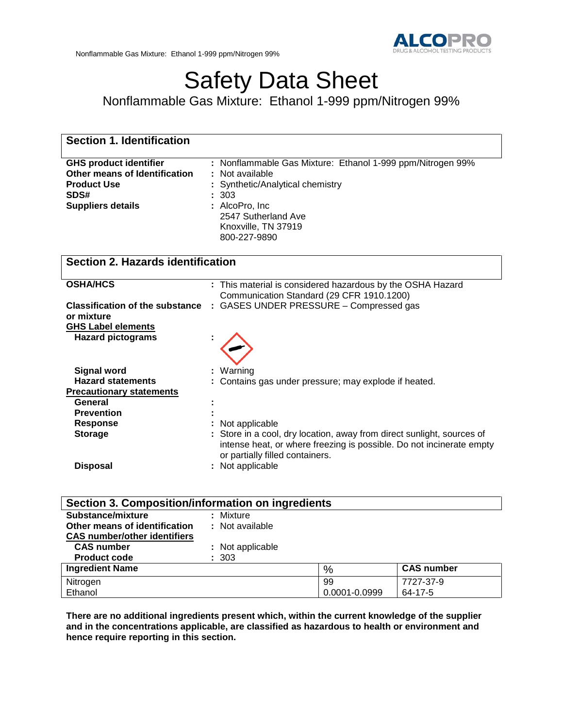// Safety Data Sheet

# Safety Data Sheet

## Nonflammable Gas Mixture: Ethanol 1-999 ppm/Nitrogen 99%

## Section 1. Identification

| | |
|---|---|
| **GHS product identifier** | : Nonflammable Gas Mixture: Ethanol 1-999 ppm/Nitrogen 99% |
| **Other means of Identification** | : Not available |
| **Product Use** | : Synthetic/Analytical chemistry |
| **SDS#** | : 303 |
| **Suppliers details** | : AlcoPro, Inc<br>2547 Sutherland Ave<br>Knoxville, TN 37919<br>800-227-9890 |

## Section 2. Hazards identification

| | |
|---|---|
| **OSHA/HCS** | : This material is considered hazardous by the OSHA Hazard Communication Standard (29 CFR 1910.1200) |
| **Classification of the substance or mixture** | : GASES UNDER PRESSURE – Compressed gas |
| **GHS Label elements** | |
| **Hazard pictograms** | : |
| **Signal word** | : Warning |
| **Hazard statements** | : Contains gas under pressure; may explode if heated. |
| **Precautionary statements** | |
| **General** | : |
| **Prevention** | : |
| **Response** | : Not applicable |
| **Storage** | : Store in a cool, dry location, away from direct sunlight, sources of intense heat, or where freezing is possible. Do not incinerate empty or partially filled containers. |
| **Disposal** | : Not applicable |

## Section 3. Composition/information on ingredients

| | |
|---|---|
| **Substance/mixture** | : Mixture |
| **Other means of identification** | : Not available |
| **CAS number/other identifiers** | |
| **CAS number** | : Not applicable |
| **Product code** | : 303 |

| Ingredient Name | % | CAS number |
|---|---|---|
| Nitrogen | 99 | 7727-37-9 |
| Ethanol | 0.0001-0.0999 | 64-17-5 |

**There are no additional ingredients present which, within the current knowledge of the supplier and in the concentrations applicable, are classified as hazardous to health or environment and hence require reporting in this section.**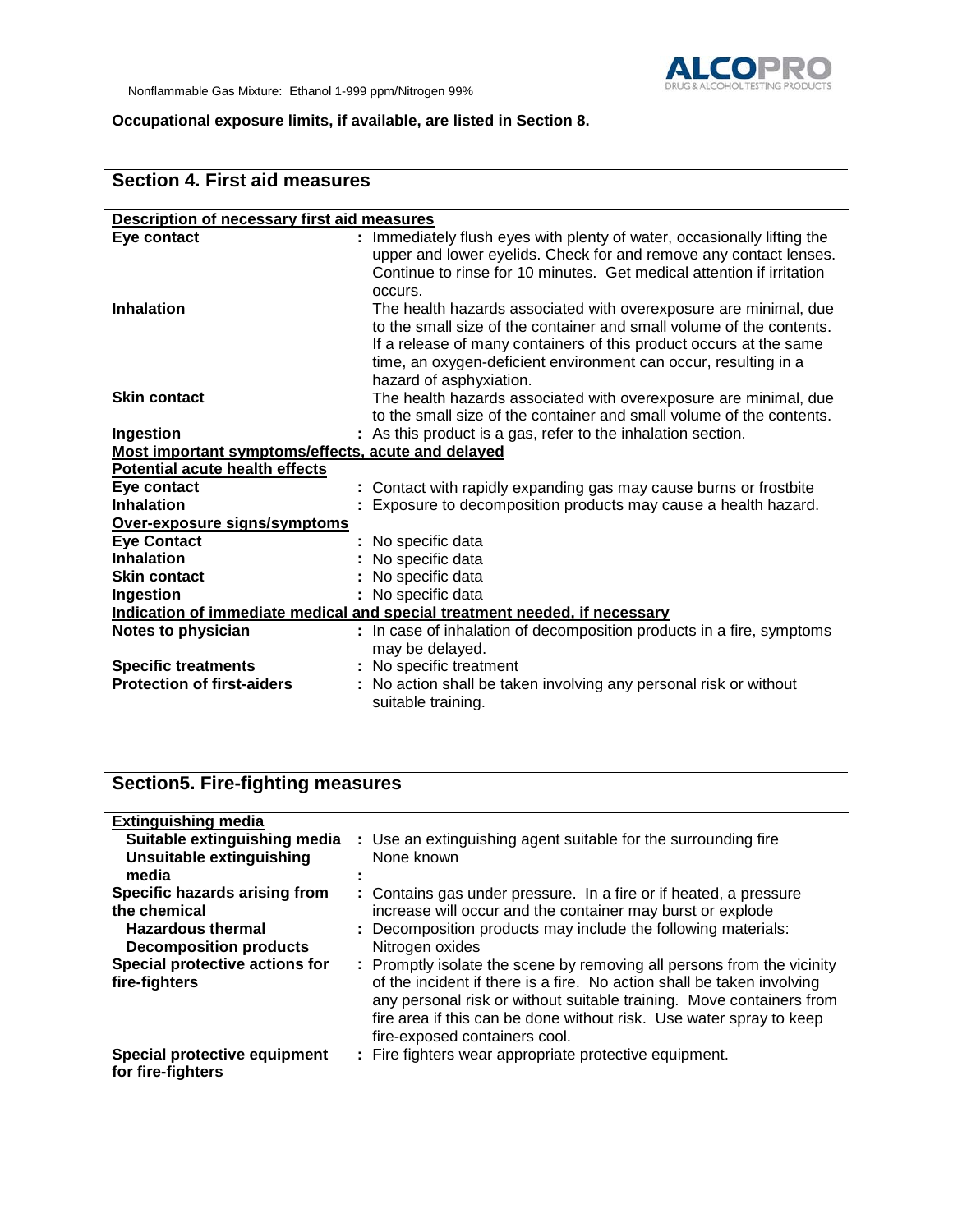**Occupational exposure limits, if available, are listed in Section 8.**

## Section 4. First aid measures

**Description of necessary first aid measures**

| | |
|---|---|
| **Eye contact** | : Immediately flush eyes with plenty of water, occasionally lifting the upper and lower eyelids. Check for and remove any contact lenses. Continue to rinse for 10 minutes. Get medical attention if irritation occurs. |
| **Inhalation** | The health hazards associated with overexposure are minimal, due to the small size of the container and small volume of the contents. If a release of many containers of this product occurs at the same time, an oxygen-deficient environment can occur, resulting in a hazard of asphyxiation. |
| **Skin contact** | The health hazards associated with overexposure are minimal, due to the small size of the container and small volume of the contents. |
| **Ingestion** | : As this product is a gas, refer to the inhalation section. |

**Most important symptoms/effects, acute and delayed**

**Potential acute health effects**

| | |
|---|---|
| **Eye contact** | : Contact with rapidly expanding gas may cause burns or frostbite |
| **Inhalation** | : Exposure to decomposition products may cause a health hazard. |

**Over-exposure signs/symptoms**

| | |
|---|---|
| **Eye Contact** | : No specific data |
| **Inhalation** | : No specific data |
| **Skin contact** | : No specific data |
| **Ingestion** | : No specific data |

**Indication of immediate medical and special treatment needed, if necessary**

| | |
|---|---|
| **Notes to physician** | : In case of inhalation of decomposition products in a fire, symptoms may be delayed. |
| **Specific treatments** | : No specific treatment |
| **Protection of first-aiders** | : No action shall be taken involving any personal risk or without suitable training. |

## Section5. Fire-fighting measures

**Extinguishing media**

| | |
|---|---|
| **Suitable extinguishing media** | : Use an extinguishing agent suitable for the surrounding fire |
| **Unsuitable extinguishing media** | : None known |
| **Specific hazards arising from the chemical** | : Contains gas under pressure. In a fire or if heated, a pressure increase will occur and the container may burst or explode |
| **Hazardous thermal Decomposition products** | : Decomposition products may include the following materials: Nitrogen oxides |
| **Special protective actions for fire-fighters** | : Promptly isolate the scene by removing all persons from the vicinity of the incident if there is a fire. No action shall be taken involving any personal risk or without suitable training. Move containers from fire area if this can be done without risk. Use water spray to keep fire-exposed containers cool. |
| **Special protective equipment for fire-fighters** | : Fire fighters wear appropriate protective equipment. |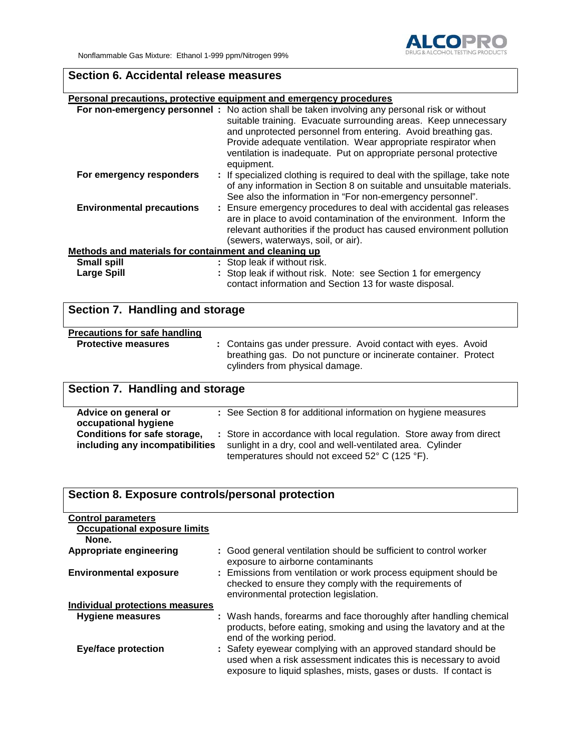## Section 6. Accidental release measures

**Personal precautions, protective equipment and emergency procedures**

**For non-emergency personnel :** No action shall be taken involving any personal risk or without suitable training. Evacuate surrounding areas. Keep unnecessary and unprotected personnel from entering. Avoid breathing gas. Provide adequate ventilation. Wear appropriate respirator when ventilation is inadequate. Put on appropriate personal protective equipment.

**For emergency responders :** If specialized clothing is required to deal with the spillage, take note of any information in Section 8 on suitable and unsuitable materials. See also the information in "For non-emergency personnel".

**Environmental precautions :** Ensure emergency procedures to deal with accidental gas releases are in place to avoid contamination of the environment. Inform the relevant authorities if the product has caused environment pollution (sewers, waterways, soil, or air).

**Methods and materials for containment and cleaning up**

**Small spill :** Stop leak if without risk.

**Large Spill :** Stop leak if without risk. Note: see Section 1 for emergency contact information and Section 13 for waste disposal.

## Section 7. Handling and storage

**Precautions for safe handling**

**Protective measures :** Contains gas under pressure. Avoid contact with eyes. Avoid breathing gas. Do not puncture or incinerate container. Protect cylinders from physical damage.

## Section 7. Handling and storage

**Advice on general or occupational hygiene :** See Section 8 for additional information on hygiene measures

**Conditions for safe storage, including any incompatibilities :** Store in accordance with local regulation. Store away from direct sunlight in a dry, cool and well-ventilated area. Cylinder temperatures should not exceed 52° C (125 °F).

## Section 8. Exposure controls/personal protection

**Control parameters**

**Occupational exposure limits**

**None.**

**Appropriate engineering :** Good general ventilation should be sufficient to control worker exposure to airborne contaminants

**Environmental exposure :** Emissions from ventilation or work process equipment should be checked to ensure they comply with the requirements of environmental protection legislation.

**Individual protections measures**

**Hygiene measures :** Wash hands, forearms and face thoroughly after handling chemical products, before eating, smoking and using the lavatory and at the end of the working period.

**Eye/face protection :** Safety eyewear complying with an approved standard should be used when a risk assessment indicates this is necessary to avoid exposure to liquid splashes, mists, gases or dusts. If contact is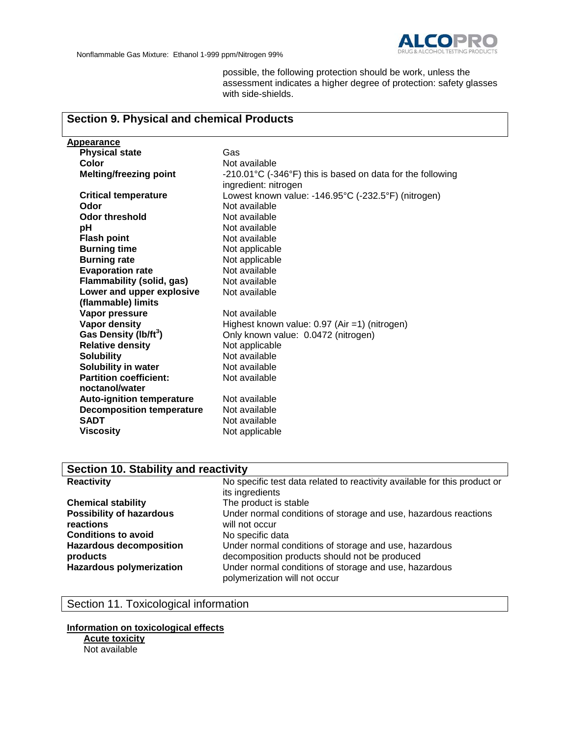possible, the following protection should be work, unless the assessment indicates a higher degree of protection: safety glasses with side-shields.

## Section 9. Physical and chemical Products

**Appearance**

| | |
|---|---|
| **Physical state** | Gas |
| **Color** | Not available |
| **Melting/freezing point** | -210.01°C (-346°F) this is based on data for the following ingredient: nitrogen |
| **Critical temperature** | Lowest known value: -146.95°C (-232.5°F) (nitrogen) |
| **Odor** | Not available |
| **Odor threshold** | Not available |
| **pH** | Not available |
| **Flash point** | Not available |
| **Burning time** | Not applicable |
| **Burning rate** | Not applicable |
| **Evaporation rate** | Not available |
| **Flammability (solid, gas)** | Not available |
| **Lower and upper explosive (flammable) limits** | Not available |
| **Vapor pressure** | Not available |
| **Vapor density** | Highest known value: 0.97 (Air =1) (nitrogen) |
| **Gas Density (lb/ft$^3$)** | Only known value: 0.0472 (nitrogen) |
| **Relative density** | Not applicable |
| **Solubility** | Not available |
| **Solubility in water** | Not available |
| **Partition coefficient: noctanol/water** | Not available |
| **Auto-ignition temperature** | Not available |
| **Decomposition temperature** | Not available |
| **SADT** | Not available |
| **Viscosity** | Not applicable |

## Section 10. Stability and reactivity

| | |
|---|---|
| **Reactivity** | No specific test data related to reactivity available for this product or its ingredients |
| **Chemical stability** | The product is stable |
| **Possibility of hazardous reactions** | Under normal conditions of storage and use, hazardous reactions will not occur |
| **Conditions to avoid** | No specific data |
| **Hazardous decomposition products** | Under normal conditions of storage and use, hazardous decomposition products should not be produced |
| **Hazardous polymerization** | Under normal conditions of storage and use, hazardous polymerization will not occur |

## Section 11. Toxicological information

**Information on toxicological effects**

**Acute toxicity**

Not available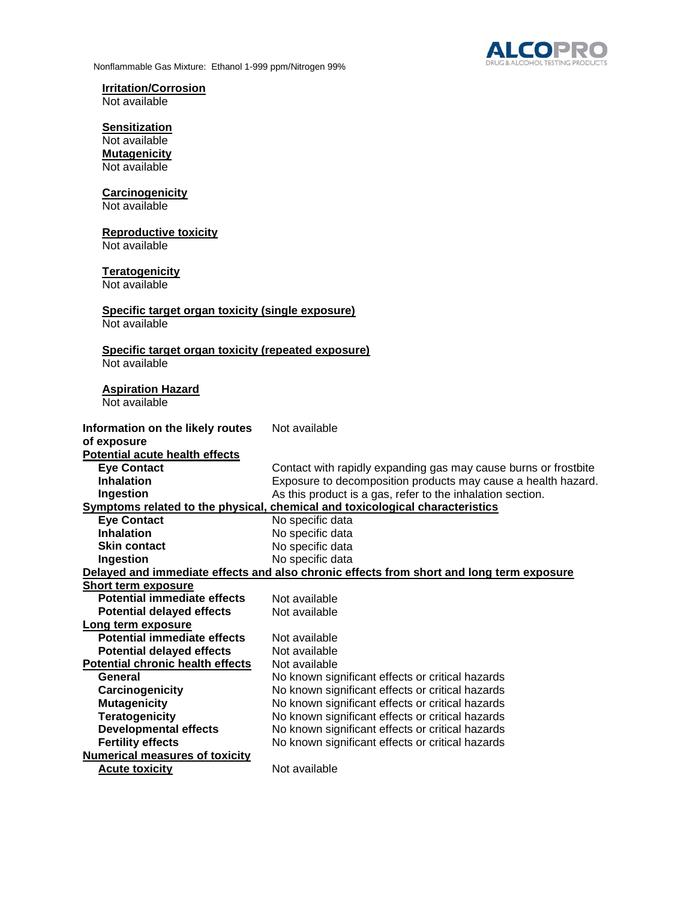**Irritation/Corrosion**
Not available

**Sensitization**
Not available

**Mutagenicity**
Not available

**Carcinogenicity**
Not available

**Reproductive toxicity**
Not available

**Teratogenicity**
Not available

**Specific target organ toxicity (single exposure)**
Not available

**Specific target organ toxicity (repeated exposure)**
Not available

**Aspiration Hazard**
Not available

| | |
|---|---|
| **Information on the likely routes of exposure** | Not available |
| **Potential acute health effects** | |
| **Eye Contact** | Contact with rapidly expanding gas may cause burns or frostbite |
| **Inhalation** | Exposure to decomposition products may cause a health hazard. |
| **Ingestion** | As this product is a gas, refer to the inhalation section. |
| **Symptoms related to the physical, chemical and toxicological characteristics** | |
| **Eye Contact** | No specific data |
| **Inhalation** | No specific data |
| **Skin contact** | No specific data |
| **Ingestion** | No specific data |
| **Delayed and immediate effects and also chronic effects from short and long term exposure** | |
| **Short term exposure** | |
| **Potential immediate effects** | Not available |
| **Potential delayed effects** | Not available |
| **Long term exposure** | |
| **Potential immediate effects** | Not available |
| **Potential delayed effects** | Not available |
| **Potential chronic health effects** | Not available |
| **General** | No known significant effects or critical hazards |
| **Carcinogenicity** | No known significant effects or critical hazards |
| **Mutagenicity** | No known significant effects or critical hazards |
| **Teratogenicity** | No known significant effects or critical hazards |
| **Developmental effects** | No known significant effects or critical hazards |
| **Fertility effects** | No known significant effects or critical hazards |
| **Numerical measures of toxicity** | |
| **Acute toxicity** | Not available |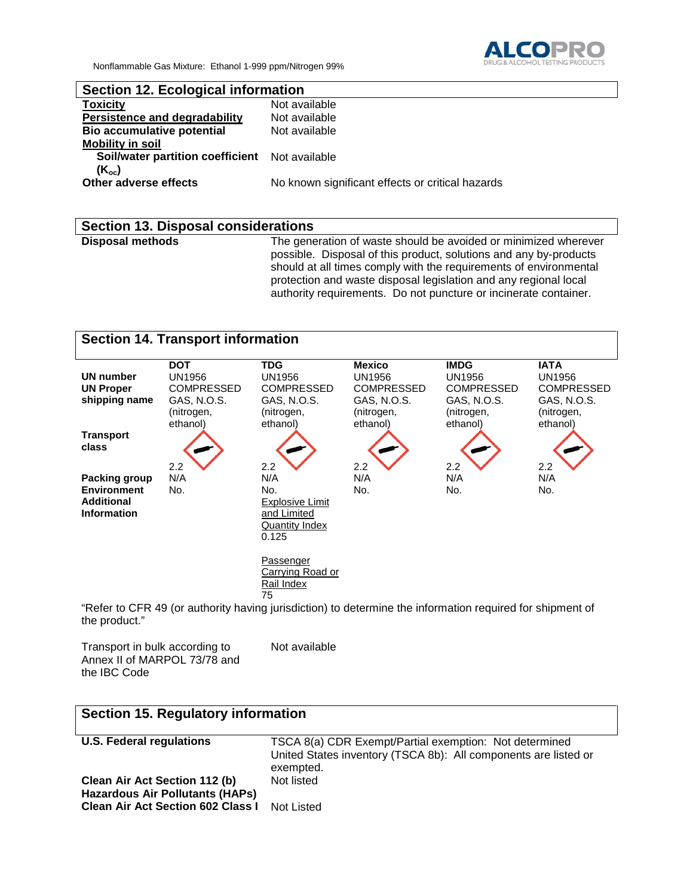## Section 12. Ecological information

| | |
|---|---|
| **Toxicity** | Not available |
| **Persistence and degradability** | Not available |
| **Bio accumulative potential** | Not available |
| **Mobility in soil** | |
| **Soil/water partition coefficient ($K_{oc}$)** | Not available |
| **Other adverse effects** | No known significant effects or critical hazards |

## Section 13. Disposal considerations

| | |
|---|---|
| **Disposal methods** | The generation of waste should be avoided or minimized wherever possible. Disposal of this product, solutions and any by-products should at all times comply with the requirements of environmental protection and waste disposal legislation and any regional local authority requirements. Do not puncture or incinerate container. |

## Section 14. Transport information

| | DOT | TDG | Mexico | IMDG | IATA |
|---|---|---|---|---|---|
| **UN number** | UN1956 | UN1956 | UN1956 | UN1956 | UN1956 |
| **UN Proper shipping name** | COMPRESSED GAS, N.O.S. (nitrogen, ethanol) | COMPRESSED GAS, N.O.S. (nitrogen, ethanol) | COMPRESSED GAS, N.O.S. (nitrogen, ethanol) | COMPRESSED GAS, N.O.S. (nitrogen, ethanol) | COMPRESSED GAS, N.O.S. (nitrogen, ethanol) |
| **Transport class** | 2.2 | 2.2 | 2.2 | 2.2 | 2.2 |
| **Packing group** | N/A | N/A | N/A | N/A | N/A |
| **Environment** | No. | No. | No. | No. | No. |
| **Additional Information** | | Explosive Limit and Limited Quantity Index 0.125<br><br>Passenger Carrying Road or Rail Index 75 | | | |

"Refer to CFR 49 (or authority having jurisdiction) to determine the information required for shipment of the product."

| | |
|---|---|
| Transport in bulk according to Annex II of MARPOL 73/78 and the IBC Code | Not available |

## Section 15. Regulatory information

| | |
|---|---|
| **U.S. Federal regulations** | TSCA 8(a) CDR Exempt/Partial exemption: Not determined<br>United States inventory (TSCA 8b): All components are listed or exempted. |
| **Clean Air Act Section 112 (b) Hazardous Air Pollutants (HAPs)** | Not listed |
| **Clean Air Act Section 602 Class I** | Not Listed |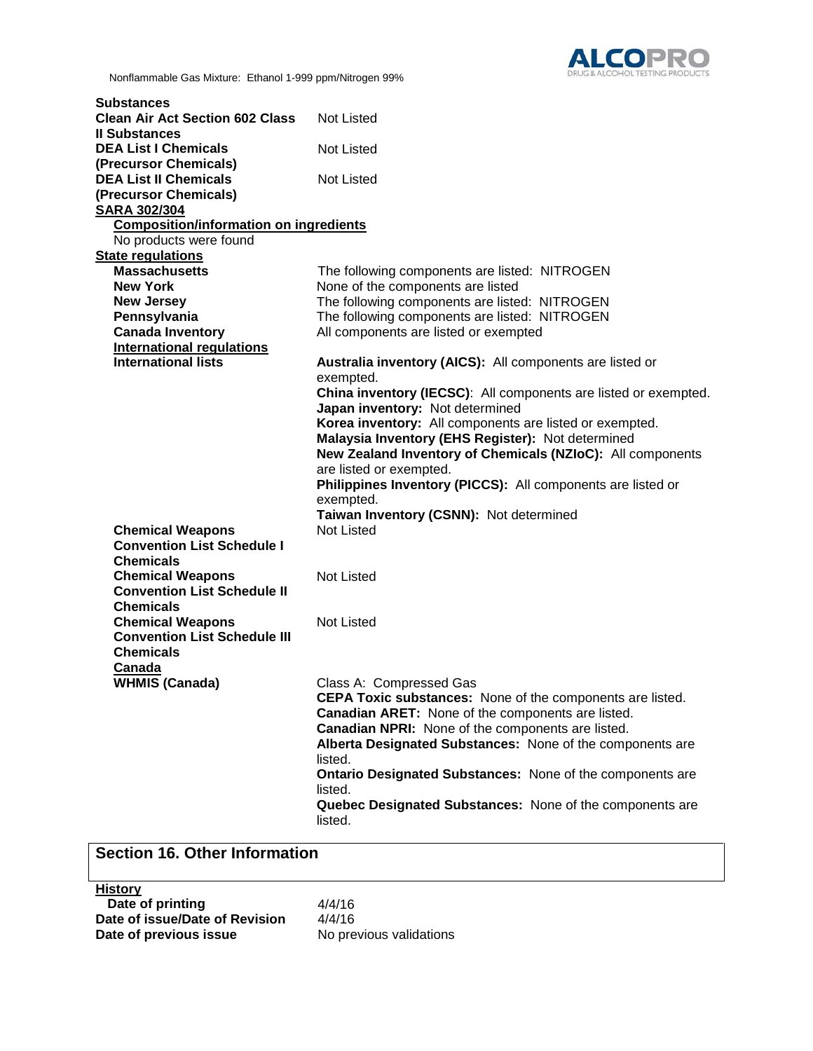| | |
|---|---|
| **Substances** | |
| **Clean Air Act Section 602 Class II Substances** | Not Listed |
| **DEA List I Chemicals (Precursor Chemicals)** | Not Listed |
| **DEA List II Chemicals (Precursor Chemicals)** | Not Listed |

**SARA 302/304**

**Composition/information on ingredients**

No products were found

**State regulations**

| | |
|---|---|
| **Massachusetts** | The following components are listed: NITROGEN |
| **New York** | None of the components are listed |
| **New Jersey** | The following components are listed: NITROGEN |
| **Pennsylvania** | The following components are listed: NITROGEN |
| **Canada Inventory** | All components are listed or exempted |

**International regulations**

| | |
|---|---|
| **International lists** | **Australia inventory (AICS):** All components are listed or exempted.<br>**China inventory (IECSC)**: All components are listed or exempted.<br>**Japan inventory:** Not determined<br>**Korea inventory:** All components are listed or exempted.<br>**Malaysia Inventory (EHS Register):** Not determined<br>**New Zealand Inventory of Chemicals (NZIoC):** All components are listed or exempted.<br>**Philippines Inventory (PICCS):** All components are listed or exempted.<br>**Taiwan Inventory (CSNN):** Not determined |
| **Chemical Weapons Convention List Schedule I Chemicals** | Not Listed |
| **Chemical Weapons Convention List Schedule II Chemicals** | Not Listed |
| **Chemical Weapons Convention List Schedule III Chemicals** | Not Listed |

**Canada**

| | |
|---|---|
| **WHMIS (Canada)** | Class A: Compressed Gas<br>**CEPA Toxic substances:** None of the components are listed.<br>**Canadian ARET:** None of the components are listed.<br>**Canadian NPRI:** None of the components are listed.<br>**Alberta Designated Substances:** None of the components are listed.<br>**Ontario Designated Substances:** None of the components are listed.<br>**Quebec Designated Substances:** None of the components are listed. |

## Section 16. Other Information

**History**

| | |
|---|---|
| **Date of printing** | 4/4/16 |
| **Date of issue/Date of Revision** | 4/4/16 |
| **Date of previous issue** | No previous validations |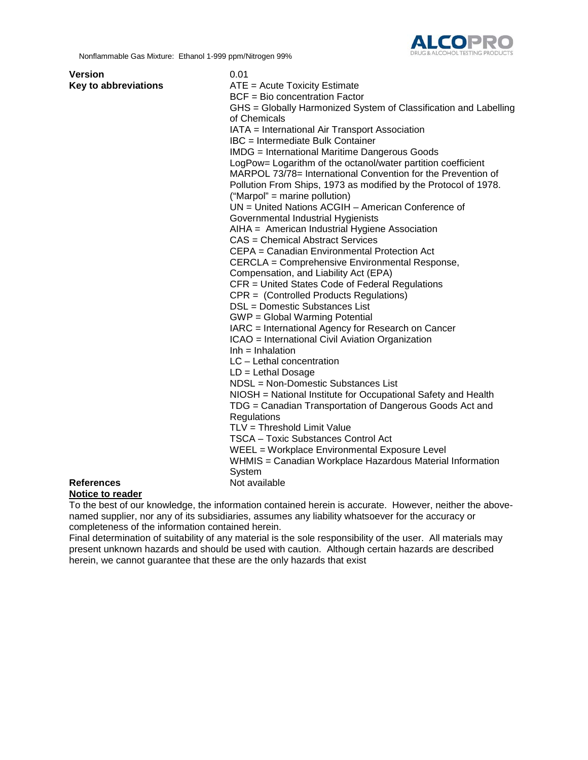**Version** 0.01

**Key to abbreviations**

ATE = Acute Toxicity Estimate
BCF = Bio concentration Factor
GHS = Globally Harmonized System of Classification and Labelling of Chemicals
IATA = International Air Transport Association
IBC = Intermediate Bulk Container
IMDG = International Maritime Dangerous Goods
LogPow= Logarithm of the octanol/water partition coefficient
MARPOL 73/78= International Convention for the Prevention of Pollution From Ships, 1973 as modified by the Protocol of 1978. ("Marpol" = marine pollution)
UN = United Nations ACGIH – American Conference of Governmental Industrial Hygienists
AIHA = American Industrial Hygiene Association
CAS = Chemical Abstract Services
CEPA = Canadian Environmental Protection Act
CERCLA = Comprehensive Environmental Response, Compensation, and Liability Act (EPA)
CFR = United States Code of Federal Regulations
CPR = (Controlled Products Regulations)
DSL = Domestic Substances List
GWP = Global Warming Potential
IARC = International Agency for Research on Cancer
ICAO = International Civil Aviation Organization
Inh = Inhalation
LC – Lethal concentration
LD = Lethal Dosage
NDSL = Non-Domestic Substances List
NIOSH = National Institute for Occupational Safety and Health
TDG = Canadian Transportation of Dangerous Goods Act and Regulations
TLV = Threshold Limit Value
TSCA – Toxic Substances Control Act
WEEL = Workplace Environmental Exposure Level
WHMIS = Canadian Workplace Hazardous Material Information System

**References** Not available

**Notice to reader**

To the best of our knowledge, the information contained herein is accurate. However, neither the above-named supplier, nor any of its subsidiaries, assumes any liability whatsoever for the accuracy or completeness of the information contained herein.
Final determination of suitability of any material is the sole responsibility of the user. All materials may present unknown hazards and should be used with caution. Although certain hazards are described herein, we cannot guarantee that these are the only hazards that exist